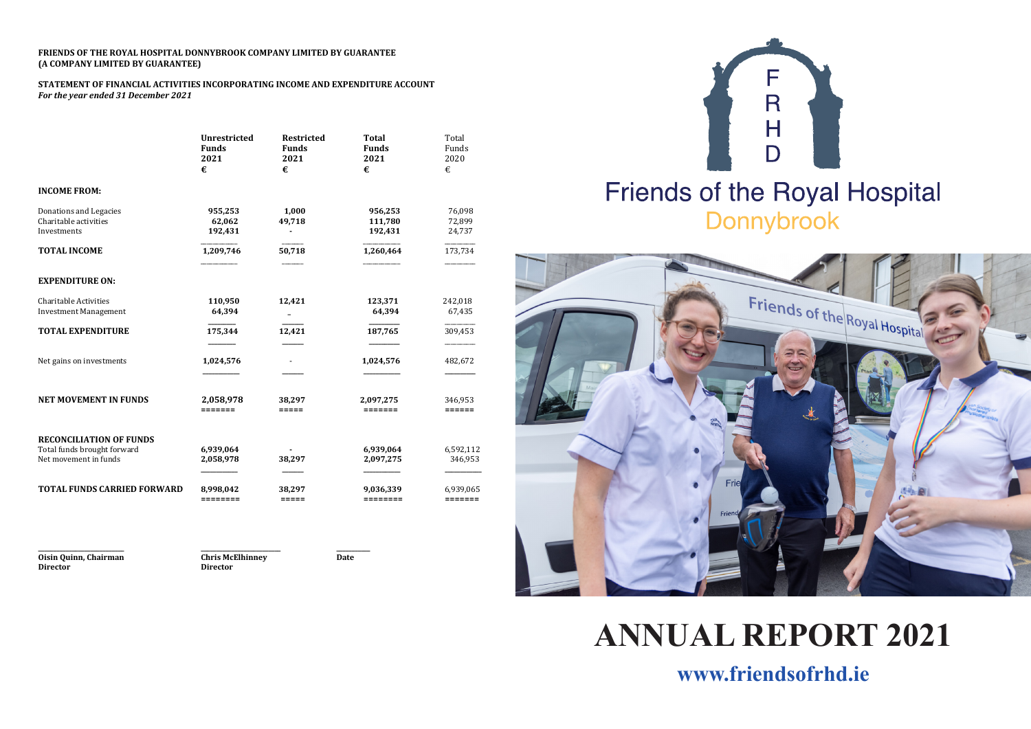**FRIENDS OF THE ROYAL HOSPITAL DONNYBROOK COMPANY LIMITED BY GUARANTEE**
**(A COMPANY LIMITED BY GUARANTEE)**

**STATEMENT OF FINANCIAL ACTIVITIES INCORPORATING INCOME AND EXPENDITURE ACCOUNT**
*For the year ended 31 December 2021*

| | Unrestricted Funds 2021 € | Restricted Funds 2021 € | Total Funds 2021 € | Total Funds 2020 € |
|---|---|---|---|---|
| **INCOME FROM:** | | | | |
| Donations and Legacies | 955,253 | 1,000 | 956,253 | 76,098 |
| Charitable activities | 62,062 | 49,718 | 111,780 | 72,899 |
| Investments | 192,431 | - | 192,431 | 24,737 |
| **TOTAL INCOME** | 1,209,746 | 50,718 | 1,260,464 | 173,734 |
| **EXPENDITURE ON:** | | | | |
| Charitable Activities | 110,950 | 12,421 | 123,371 | 242,018 |
| Investment Management | 64,394 | - | 64,394 | 67,435 |
| **TOTAL EXPENDITURE** | 175,344 | 12,421 | 187,765 | 309,453 |
| Net gains on investments | 1,024,576 | - | 1,024,576 | 482,672 |
| **NET MOVEMENT IN FUNDS** | 2,058,978 | 38,297 | 2,097,275 | 346,953 |
| **RECONCILIATION OF FUNDS** | | | | |
| Total funds brought forward | 6,939,064 | - | 6,939,064 | 6,592,112 |
| Net movement in funds | 2,058,978 | 38,297 | 2,097,275 | 346,953 |
| **TOTAL FUNDS CARRIED FORWARD** | 8,998,042 | 38,297 | 9,036,339 | 6,939,065 |

**Oisin Quinn, Chairman**
**Director**

**Chris McElhinney**
**Director**

**Date**

F R H D

Friends of the Royal Hospital
Donnybrook

# ANNUAL REPORT 2021

**www.friendsofrhd.ie**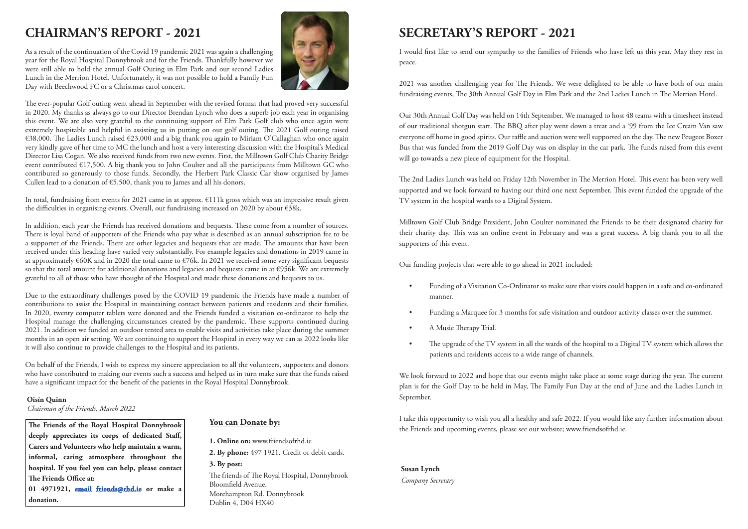# CHAIRMAN'S REPORT - 2021

As a result of the continuation of the Covid 19 pandemic 2021 was again a challenging year for the Royal Hospital Donnybrook and for the Friends. Thankfully however we were still able to hold the annual Golf Outing in Elm Park and our second Ladies Lunch in the Merrion Hotel. Unfortunately, it was not possible to hold a Family Fun Day with Beechwood FC or a Christmas carol concert.

The ever-popular Golf outing went ahead in September with the revised format that had proved very successful in 2020. My thanks as always go to our Director Brendan Lynch who does a superb job each year in organising this event. We are also very grateful to the continuing support of Elm Park Golf club who once again were extremely hospitable and helpful in assisting us in putting on our golf outing. The 2021 Golf outing raised €38,000. The Ladies Lunch raised €23,000 and a big thank you again to Miriam O'Callaghan who once again very kindly gave of her time to MC the lunch and host a very interesting discussion with the Hospital's Medical Director Lisa Cogan. We also received funds from two new events. First, the Milltown Golf Club Charity Bridge event contributed €17,500. A big thank you to John Coulter and all the participants from Milltown GC who contributed so generously to those funds. Secondly, the Herbert Park Classic Car show organised by James Cullen lead to a donation of €5,500, thank you to James and all his donors.

In total, fundraising from events for 2021 came in at approx. €111k gross which was an impressive result given the difficulties in organising events. Overall, our fundraising increased on 2020 by about €38k.

In addition, each year the Friends has received donations and bequests. These come from a number of sources. There is loyal band of supporters of the Friends who pay what is described as an annual subscription fee to be a supporter of the Friends. There are other legacies and bequests that are made. The amounts that have been received under this heading have varied very substantially. For example legacies and donations in 2019 came in at approximately €60K and in 2020 the total came to €76k. In 2021 we received some very significant bequests so that the total amount for additional donations and legacies and bequests came in at €956k. We are extremely grateful to all of those who have thought of the Hospital and made these donations and bequests to us.

Due to the extraordinary challenges posed by the COVID 19 pandemic the Friends have made a number of contributions to assist the Hospital in maintaining contact between patients and residents and their families. In 2020, twenty computer tablets were donated and the Friends funded a visitation co-ordinator to help the Hospital manage the challenging circumstances created by the pandemic. These supports continued during 2021. In addition we funded an outdoor tented area to enable visits and activities take place during the summer months in an open air setting. We are continuing to support the Hospital in every way we can as 2022 looks like it will also continue to provide challenges to the Hospital and its patients.

On behalf of the Friends, I wish to express my sincere appreciation to all the volunteers, supporters and donors who have contributed to making our events such a success and helped us in turn make sure that the funds raised have a significant impact for the benefit of the patients in the Royal Hospital Donnybrook.

**Oisín Quinn**
*Chairman of the Friends, March 2022*

**The Friends of the Royal Hospital Donnybrook deeply appreciates its corps of dedicated Staff, Carers and Volunteers who help maintain a warm, informal, caring atmosphere throughout the hospital. If you feel you can help, please contact The Friends Office at:**
**01 4971921, email friends@rhd.ie or make a donation.**

## You can Donate by:

**1. Online on:** www.friendsofrhd.ie

**2. By phone:** 497 1921. Credit or debit cards.

**3. By post:**

The friends of The Royal Hospital, Donnybrook
Bloomfield Avenue.
Morehampton Rd. Donnybrook
Dublin 4, D04 HX40

# SECRETARY'S REPORT - 2021

I would first like to send our sympathy to the families of Friends who have left us this year. May they rest in peace.

2021 was another challenging year for The Friends. We were delighted to be able to have both of our main fundraising events, The 30th Annual Golf Day in Elm Park and the 2nd Ladies Lunch in The Merrion Hotel.

Our 30th Annual Golf Day was held on 14th September. We managed to host 48 teams with a timesheet instead of our traditional shotgun start. The BBQ after play went down a treat and a '99 from the Ice Cream Van saw everyone off home in good spirits. Our raffle and auction were well supported on the day. The new Peugeot Boxer Bus that was funded from the 2019 Golf Day was on display in the car park. The funds raised from this event will go towards a new piece of equipment for the Hospital.

The 2nd Ladies Lunch was held on Friday 12th November in The Merrion Hotel. This event has been very well supported and we look forward to having our third one next September. This event funded the upgrade of the TV system in the hospital wards to a Digital System.

Milltown Golf Club Bridge President, John Coulter nominated the Friends to be their designated charity for their charity day. This was an online event in February and was a great success. A big thank you to all the supporters of this event.

Our funding projects that were able to go ahead in 2021 included:

- Funding of a Visitation Co-Ordinator so make sure that visits could happen in a safe and co-ordinated manner.
- Funding a Marquee for 3 months for safe visitation and outdoor activity classes over the summer.
- A Music Therapy Trial.
- The upgrade of the TV system in all the wards of the hospital to a Digital TV system which allows the patients and residents access to a wide range of channels.

We look forward to 2022 and hope that our events might take place at some stage during the year. The current plan is for the Golf Day to be held in May, The Family Fun Day at the end of June and the Ladies Lunch in September.

I take this opportunity to wish you all a healthy and safe 2022. If you would like any further information about the Friends and upcoming events, please see our website; www.friendsofrhd.ie.

**Susan Lynch**
*Company Secretary*